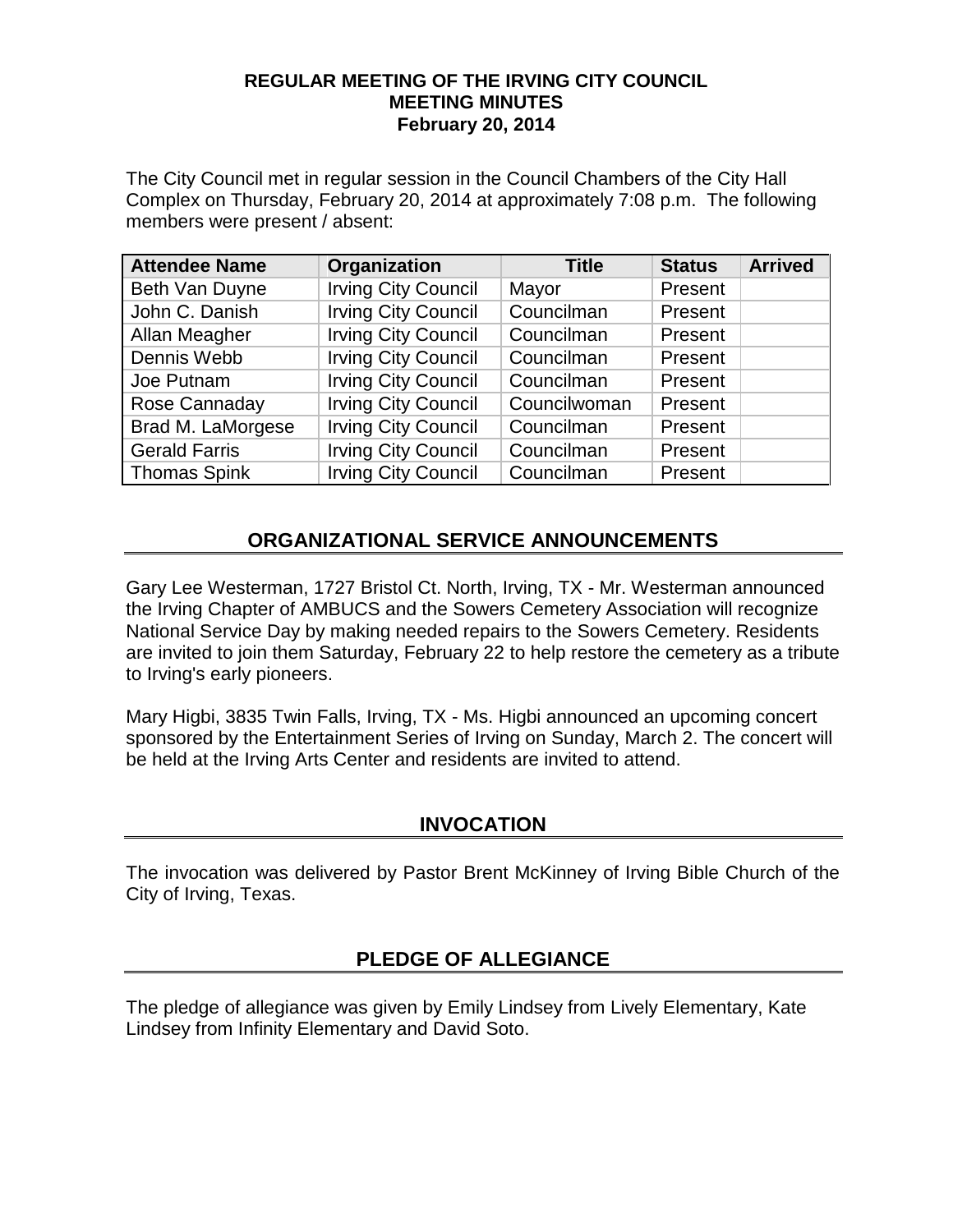**REGULAR MEETING OF THE IRVING CITY COUNCIL**
**MEETING MINUTES**
**February 20, 2014**

The City Council met in regular session in the Council Chambers of the City Hall Complex on Thursday, February 20, 2014 at approximately 7:08 p.m. The following members were present / absent:

| Attendee Name | Organization | Title | Status | Arrived |
|---|---|---|---|---|
| Beth Van Duyne | Irving City Council | Mayor | Present | |
| John C. Danish | Irving City Council | Councilman | Present | |
| Allan Meagher | Irving City Council | Councilman | Present | |
| Dennis Webb | Irving City Council | Councilman | Present | |
| Joe Putnam | Irving City Council | Councilman | Present | |
| Rose Cannaday | Irving City Council | Councilwoman | Present | |
| Brad M. LaMorgese | Irving City Council | Councilman | Present | |
| Gerald Farris | Irving City Council | Councilman | Present | |
| Thomas Spink | Irving City Council | Councilman | Present | |

## ORGANIZATIONAL SERVICE ANNOUNCEMENTS

Gary Lee Westerman, 1727 Bristol Ct. North, Irving, TX - Mr. Westerman announced the Irving Chapter of AMBUCS and the Sowers Cemetery Association will recognize National Service Day by making needed repairs to the Sowers Cemetery. Residents are invited to join them Saturday, February 22 to help restore the cemetery as a tribute to Irving's early pioneers.

Mary Higbi, 3835 Twin Falls, Irving, TX - Ms. Higbi announced an upcoming concert sponsored by the Entertainment Series of Irving on Sunday, March 2. The concert will be held at the Irving Arts Center and residents are invited to attend.

## INVOCATION

The invocation was delivered by Pastor Brent McKinney of Irving Bible Church of the City of Irving, Texas.

## PLEDGE OF ALLEGIANCE

The pledge of allegiance was given by Emily Lindsey from Lively Elementary, Kate Lindsey from Infinity Elementary and David Soto.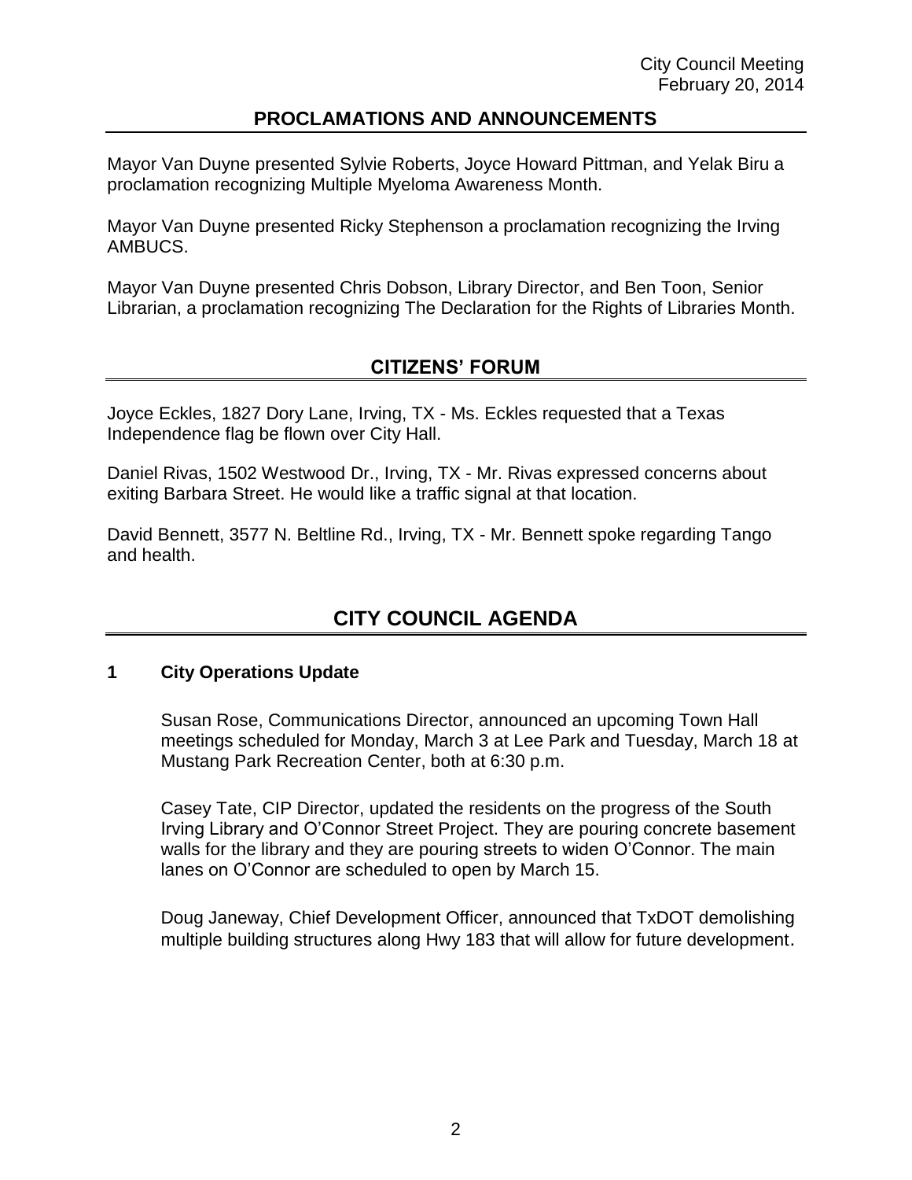## PROCLAMATIONS AND ANNOUNCEMENTS

Mayor Van Duyne presented Sylvie Roberts, Joyce Howard Pittman, and Yelak Biru a proclamation recognizing Multiple Myeloma Awareness Month.

Mayor Van Duyne presented Ricky Stephenson a proclamation recognizing the Irving AMBUCS.

Mayor Van Duyne presented Chris Dobson, Library Director, and Ben Toon, Senior Librarian, a proclamation recognizing The Declaration for the Rights of Libraries Month.

## CITIZENS' FORUM

Joyce Eckles, 1827 Dory Lane, Irving, TX - Ms. Eckles requested that a Texas Independence flag be flown over City Hall.

Daniel Rivas, 1502 Westwood Dr., Irving, TX - Mr. Rivas expressed concerns about exiting Barbara Street. He would like a traffic signal at that location.

David Bennett, 3577 N. Beltline Rd., Irving, TX - Mr. Bennett spoke regarding Tango and health.

## CITY COUNCIL AGENDA

### 1 City Operations Update

Susan Rose, Communications Director, announced an upcoming Town Hall meetings scheduled for Monday, March 3 at Lee Park and Tuesday, March 18 at Mustang Park Recreation Center, both at 6:30 p.m.

Casey Tate, CIP Director, updated the residents on the progress of the South Irving Library and O'Connor Street Project. They are pouring concrete basement walls for the library and they are pouring streets to widen O'Connor. The main lanes on O'Connor are scheduled to open by March 15.

Doug Janeway, Chief Development Officer, announced that TxDOT demolishing multiple building structures along Hwy 183 that will allow for future development.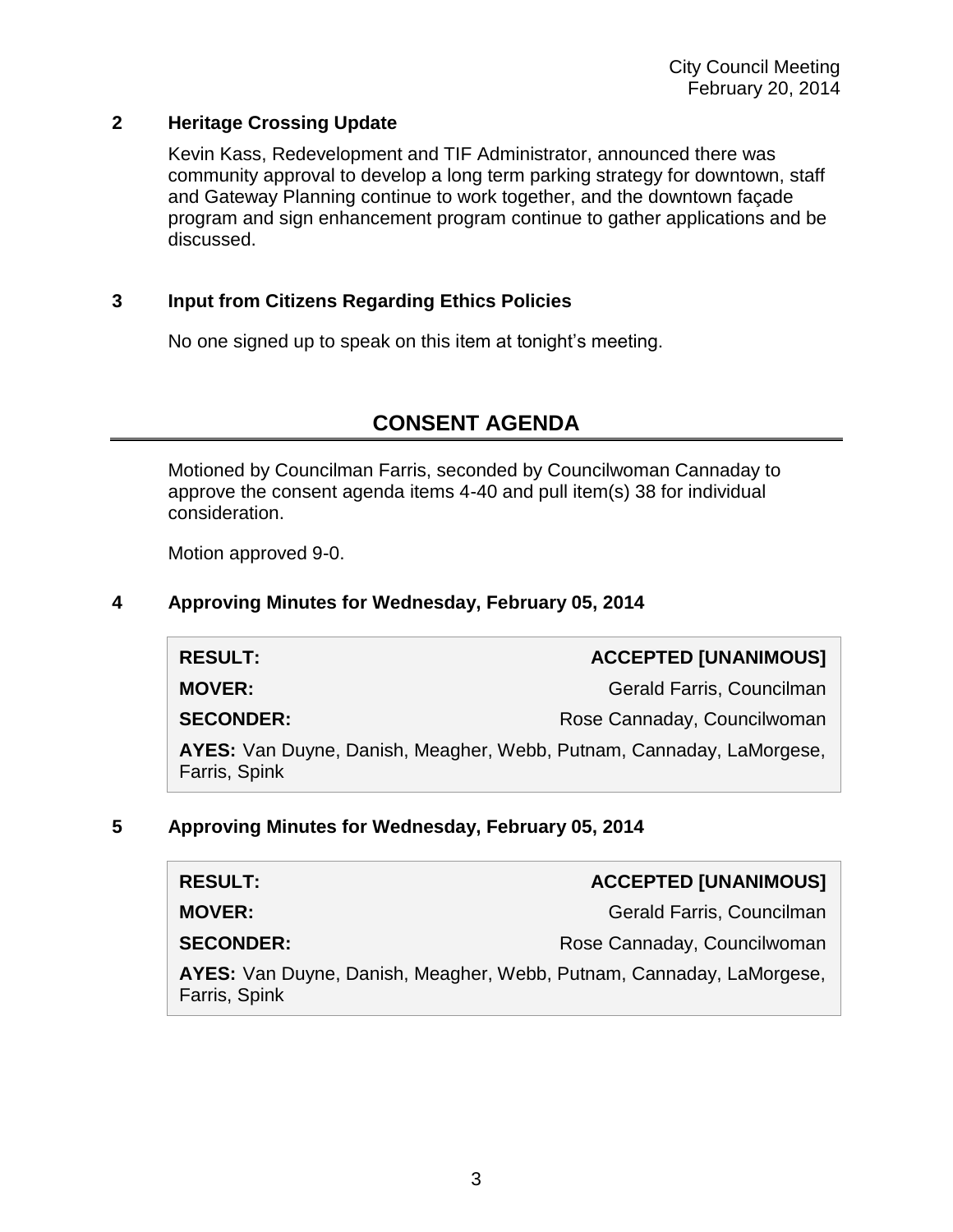## 2 Heritage Crossing Update

Kevin Kass, Redevelopment and TIF Administrator, announced there was community approval to develop a long term parking strategy for downtown, staff and Gateway Planning continue to work together, and the downtown façade program and sign enhancement program continue to gather applications and be discussed.

## 3 Input from Citizens Regarding Ethics Policies

No one signed up to speak on this item at tonight's meeting.

# CONSENT AGENDA

Motioned by Councilman Farris, seconded by Councilwoman Cannaday to approve the consent agenda items 4-40 and pull item(s) 38 for individual consideration.

Motion approved 9-0.

## 4 Approving Minutes for Wednesday, February 05, 2014

| **RESULT:** | **ACCEPTED [UNANIMOUS]** |
|---|---|
| **MOVER:** | Gerald Farris, Councilman |
| **SECONDER:** | Rose Cannaday, Councilwoman |
| **AYES:** Van Duyne, Danish, Meagher, Webb, Putnam, Cannaday, LaMorgese, Farris, Spink | |

## 5 Approving Minutes for Wednesday, February 05, 2014

| **RESULT:** | **ACCEPTED [UNANIMOUS]** |
|---|---|
| **MOVER:** | Gerald Farris, Councilman |
| **SECONDER:** | Rose Cannaday, Councilwoman |
| **AYES:** Van Duyne, Danish, Meagher, Webb, Putnam, Cannaday, LaMorgese, Farris, Spink | |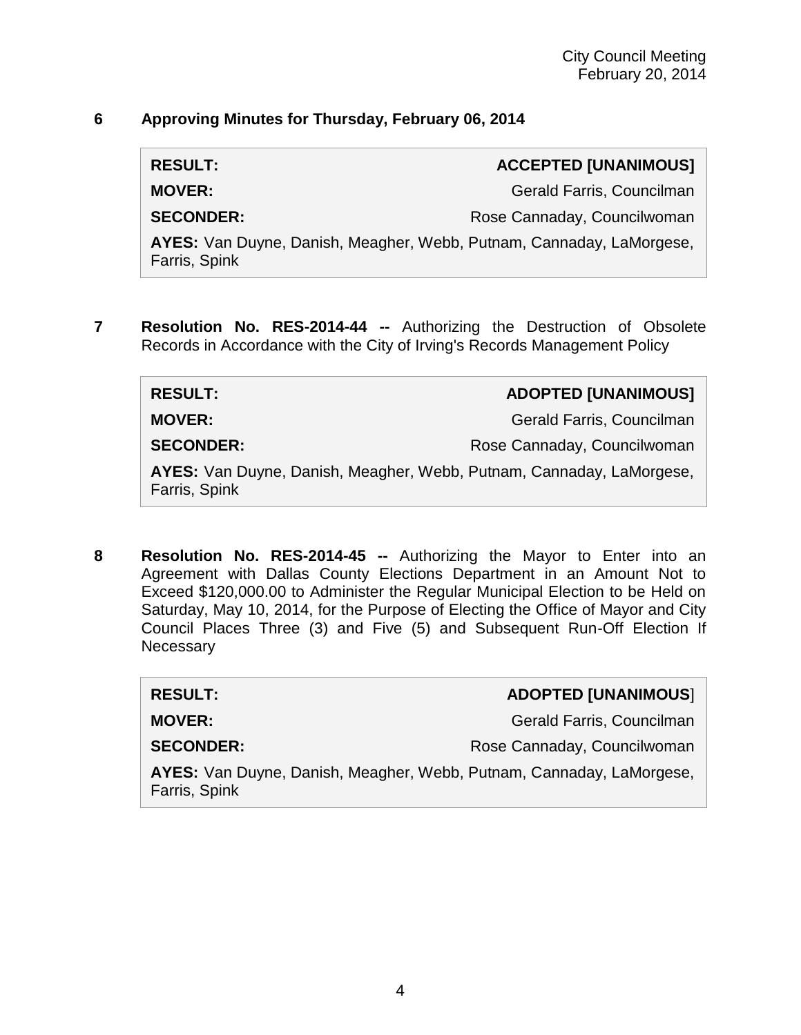**6 Approving Minutes for Thursday, February 06, 2014**

| | |
|---|---|
| **RESULT:** | **ACCEPTED [UNANIMOUS]** |
| **MOVER:** | Gerald Farris, Councilman |
| **SECONDER:** | Rose Cannaday, Councilwoman |
| **AYES:** Van Duyne, Danish, Meagher, Webb, Putnam, Cannaday, LaMorgese, Farris, Spink | |

**7 Resolution No. RES-2014-44 --** Authorizing the Destruction of Obsolete Records in Accordance with the City of Irving's Records Management Policy

| | |
|---|---|
| **RESULT:** | **ADOPTED [UNANIMOUS]** |
| **MOVER:** | Gerald Farris, Councilman |
| **SECONDER:** | Rose Cannaday, Councilwoman |
| **AYES:** Van Duyne, Danish, Meagher, Webb, Putnam, Cannaday, LaMorgese, Farris, Spink | |

**8 Resolution No. RES-2014-45 --** Authorizing the Mayor to Enter into an Agreement with Dallas County Elections Department in an Amount Not to Exceed $120,000.00 to Administer the Regular Municipal Election to be Held on Saturday, May 10, 2014, for the Purpose of Electing the Office of Mayor and City Council Places Three (3) and Five (5) and Subsequent Run-Off Election If Necessary

| | |
|---|---|
| **RESULT:** | **ADOPTED [UNANIMOUS]** |
| **MOVER:** | Gerald Farris, Councilman |
| **SECONDER:** | Rose Cannaday, Councilwoman |
| **AYES:** Van Duyne, Danish, Meagher, Webb, Putnam, Cannaday, LaMorgese, Farris, Spink | |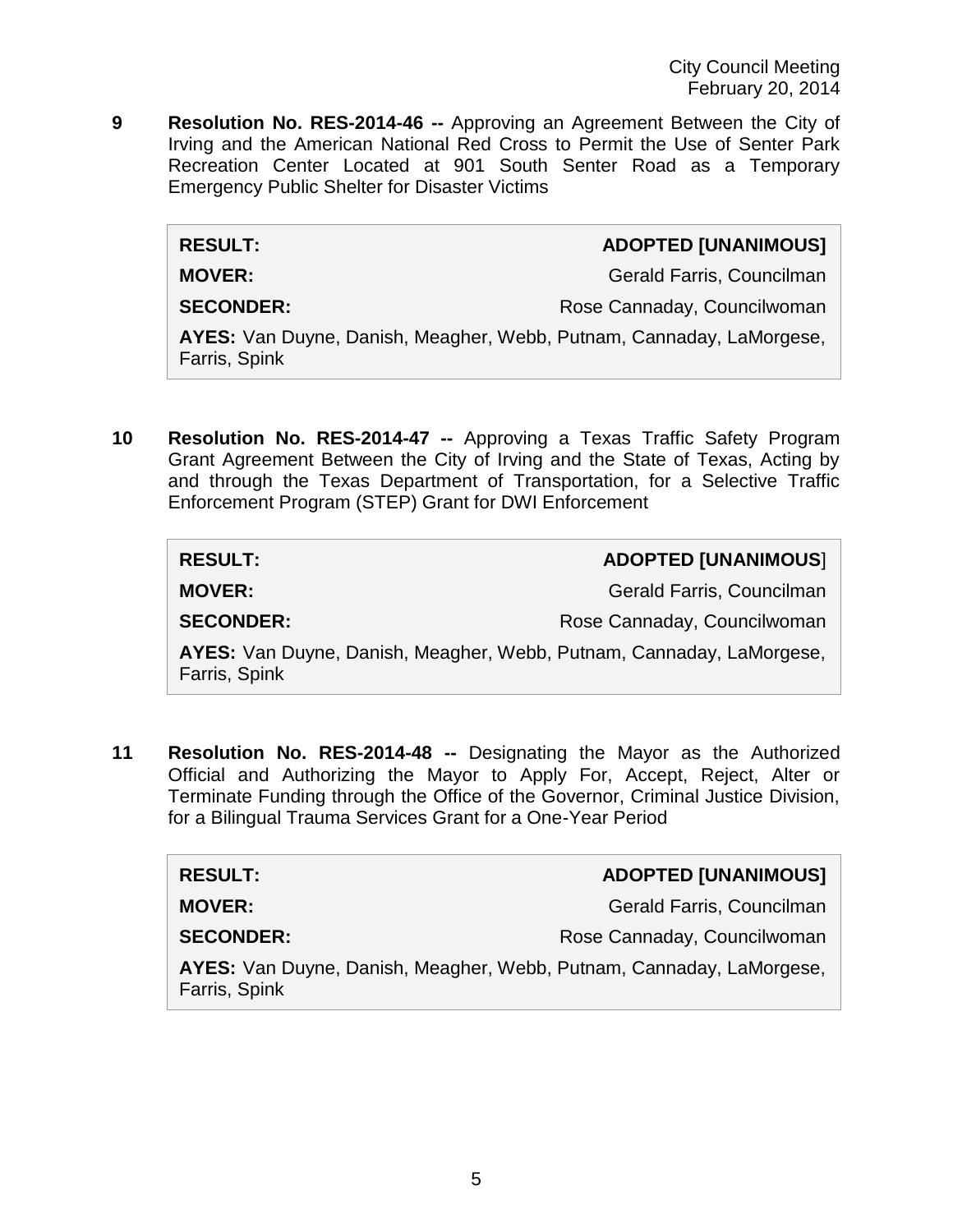**9 Resolution No. RES-2014-46 --** Approving an Agreement Between the City of Irving and the American National Red Cross to Permit the Use of Senter Park Recreation Center Located at 901 South Senter Road as a Temporary Emergency Public Shelter for Disaster Victims

| | |
|---|---|
| **RESULT:** | **ADOPTED [UNANIMOUS]** |
| **MOVER:** | Gerald Farris, Councilman |
| **SECONDER:** | Rose Cannaday, Councilwoman |
| **AYES:** Van Duyne, Danish, Meagher, Webb, Putnam, Cannaday, LaMorgese, Farris, Spink | |

**10 Resolution No. RES-2014-47 --** Approving a Texas Traffic Safety Program Grant Agreement Between the City of Irving and the State of Texas, Acting by and through the Texas Department of Transportation, for a Selective Traffic Enforcement Program (STEP) Grant for DWI Enforcement

| | |
|---|---|
| **RESULT:** | **ADOPTED [UNANIMOUS**] |
| **MOVER:** | Gerald Farris, Councilman |
| **SECONDER:** | Rose Cannaday, Councilwoman |
| **AYES:** Van Duyne, Danish, Meagher, Webb, Putnam, Cannaday, LaMorgese, Farris, Spink | |

**11 Resolution No. RES-2014-48 --** Designating the Mayor as the Authorized Official and Authorizing the Mayor to Apply For, Accept, Reject, Alter or Terminate Funding through the Office of the Governor, Criminal Justice Division, for a Bilingual Trauma Services Grant for a One-Year Period

| | |
|---|---|
| **RESULT:** | **ADOPTED [UNANIMOUS]** |
| **MOVER:** | Gerald Farris, Councilman |
| **SECONDER:** | Rose Cannaday, Councilwoman |
| **AYES:** Van Duyne, Danish, Meagher, Webb, Putnam, Cannaday, LaMorgese, Farris, Spink | |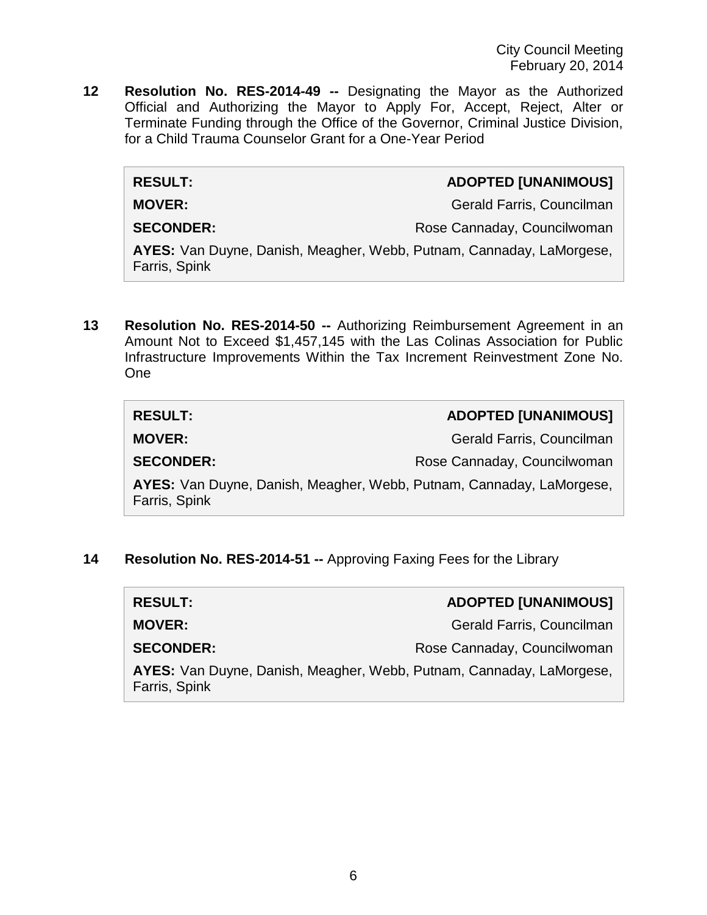**12 Resolution No. RES-2014-49 --** Designating the Mayor as the Authorized Official and Authorizing the Mayor to Apply For, Accept, Reject, Alter or Terminate Funding through the Office of the Governor, Criminal Justice Division, for a Child Trauma Counselor Grant for a One-Year Period

| | |
|---|---|
| **RESULT:** | **ADOPTED [UNANIMOUS]** |
| **MOVER:** | Gerald Farris, Councilman |
| **SECONDER:** | Rose Cannaday, Councilwoman |
| **AYES:** Van Duyne, Danish, Meagher, Webb, Putnam, Cannaday, LaMorgese, Farris, Spink | |

**13 Resolution No. RES-2014-50 --** Authorizing Reimbursement Agreement in an Amount Not to Exceed $1,457,145 with the Las Colinas Association for Public Infrastructure Improvements Within the Tax Increment Reinvestment Zone No. One

| | |
|---|---|
| **RESULT:** | **ADOPTED [UNANIMOUS]** |
| **MOVER:** | Gerald Farris, Councilman |
| **SECONDER:** | Rose Cannaday, Councilwoman |
| **AYES:** Van Duyne, Danish, Meagher, Webb, Putnam, Cannaday, LaMorgese, Farris, Spink | |

**14 Resolution No. RES-2014-51 --** Approving Faxing Fees for the Library

| | |
|---|---|
| **RESULT:** | **ADOPTED [UNANIMOUS]** |
| **MOVER:** | Gerald Farris, Councilman |
| **SECONDER:** | Rose Cannaday, Councilwoman |
| **AYES:** Van Duyne, Danish, Meagher, Webb, Putnam, Cannaday, LaMorgese, Farris, Spink | |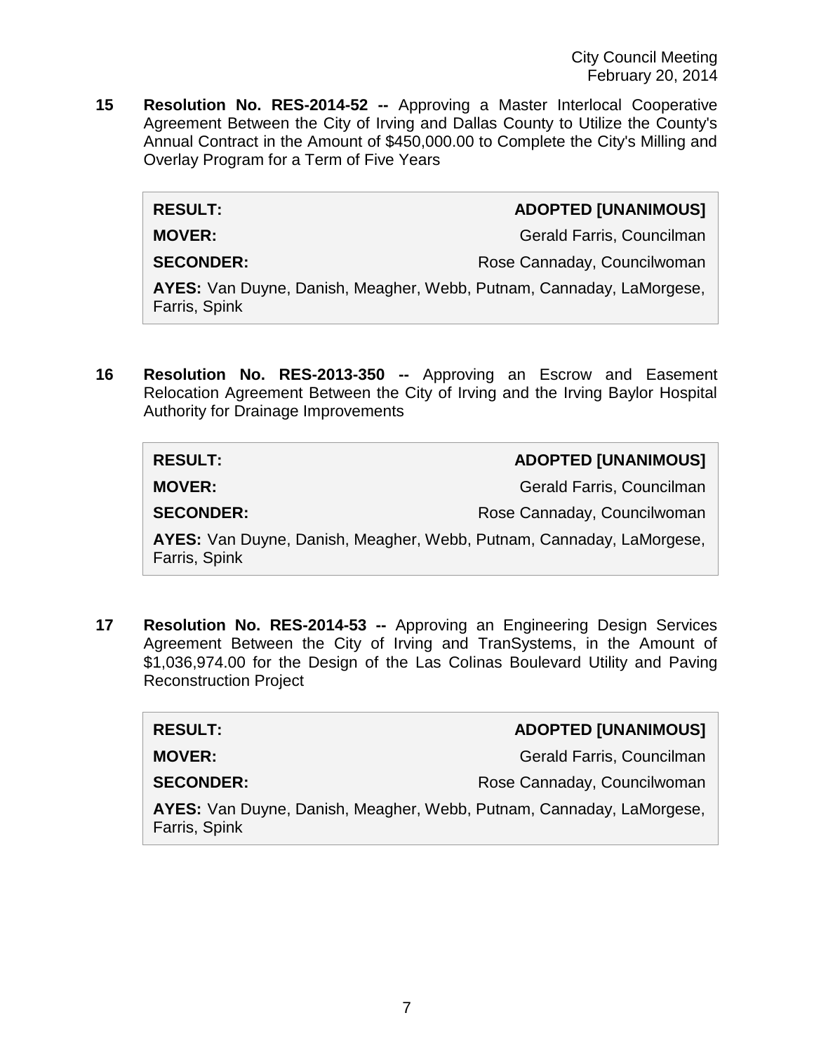**15 Resolution No. RES-2014-52 --** Approving a Master Interlocal Cooperative Agreement Between the City of Irving and Dallas County to Utilize the County's Annual Contract in the Amount of $450,000.00 to Complete the City's Milling and Overlay Program for a Term of Five Years

| | |
|---|---|
| **RESULT:** | **ADOPTED [UNANIMOUS]** |
| **MOVER:** | Gerald Farris, Councilman |
| **SECONDER:** | Rose Cannaday, Councilwoman |
| **AYES:** Van Duyne, Danish, Meagher, Webb, Putnam, Cannaday, LaMorgese, Farris, Spink | |

**16 Resolution No. RES-2013-350 --** Approving an Escrow and Easement Relocation Agreement Between the City of Irving and the Irving Baylor Hospital Authority for Drainage Improvements

| | |
|---|---|
| **RESULT:** | **ADOPTED [UNANIMOUS]** |
| **MOVER:** | Gerald Farris, Councilman |
| **SECONDER:** | Rose Cannaday, Councilwoman |
| **AYES:** Van Duyne, Danish, Meagher, Webb, Putnam, Cannaday, LaMorgese, Farris, Spink | |

**17 Resolution No. RES-2014-53 --** Approving an Engineering Design Services Agreement Between the City of Irving and TranSystems, in the Amount of $1,036,974.00 for the Design of the Las Colinas Boulevard Utility and Paving Reconstruction Project

| | |
|---|---|
| **RESULT:** | **ADOPTED [UNANIMOUS]** |
| **MOVER:** | Gerald Farris, Councilman |
| **SECONDER:** | Rose Cannaday, Councilwoman |
| **AYES:** Van Duyne, Danish, Meagher, Webb, Putnam, Cannaday, LaMorgese, Farris, Spink | |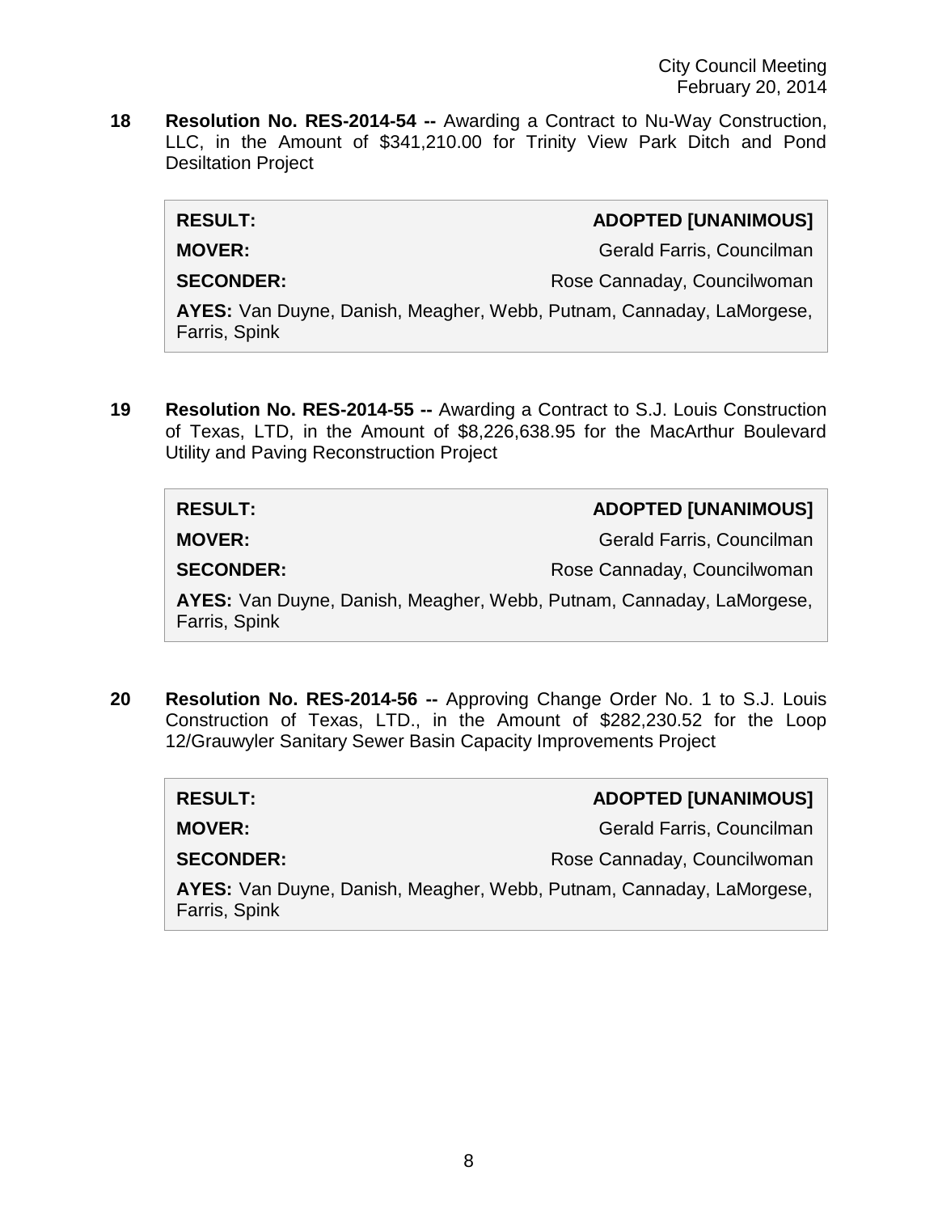**18** **Resolution No. RES-2014-54 --** Awarding a Contract to Nu-Way Construction, LLC, in the Amount of $341,210.00 for Trinity View Park Ditch and Pond Desiltation Project

| | |
|---|---|
| **RESULT:** | **ADOPTED [UNANIMOUS]** |
| **MOVER:** | Gerald Farris, Councilman |
| **SECONDER:** | Rose Cannaday, Councilwoman |
| **AYES:** Van Duyne, Danish, Meagher, Webb, Putnam, Cannaday, LaMorgese, Farris, Spink | |

**19** **Resolution No. RES-2014-55 --** Awarding a Contract to S.J. Louis Construction of Texas, LTD, in the Amount of $8,226,638.95 for the MacArthur Boulevard Utility and Paving Reconstruction Project

| | |
|---|---|
| **RESULT:** | **ADOPTED [UNANIMOUS]** |
| **MOVER:** | Gerald Farris, Councilman |
| **SECONDER:** | Rose Cannaday, Councilwoman |
| **AYES:** Van Duyne, Danish, Meagher, Webb, Putnam, Cannaday, LaMorgese, Farris, Spink | |

**20** **Resolution No. RES-2014-56 --** Approving Change Order No. 1 to S.J. Louis Construction of Texas, LTD., in the Amount of $282,230.52 for the Loop 12/Grauwyler Sanitary Sewer Basin Capacity Improvements Project

| | |
|---|---|
| **RESULT:** | **ADOPTED [UNANIMOUS]** |
| **MOVER:** | Gerald Farris, Councilman |
| **SECONDER:** | Rose Cannaday, Councilwoman |
| **AYES:** Van Duyne, Danish, Meagher, Webb, Putnam, Cannaday, LaMorgese, Farris, Spink | |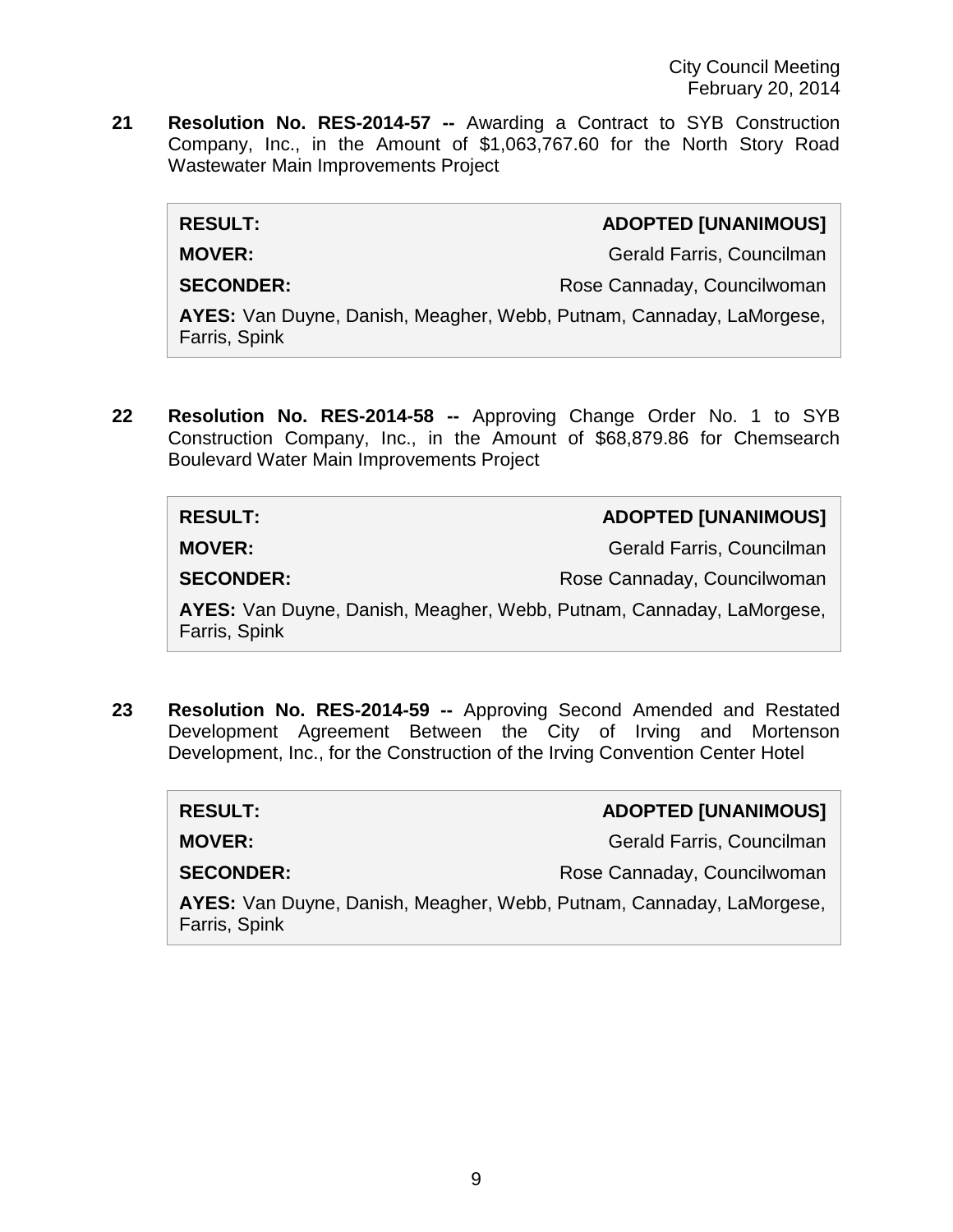**21 Resolution No. RES-2014-57 --** Awarding a Contract to SYB Construction Company, Inc., in the Amount of $1,063,767.60 for the North Story Road Wastewater Main Improvements Project

| | |
|---|---|
| **RESULT:** | **ADOPTED [UNANIMOUS]** |
| **MOVER:** | Gerald Farris, Councilman |
| **SECONDER:** | Rose Cannaday, Councilwoman |
| **AYES:** Van Duyne, Danish, Meagher, Webb, Putnam, Cannaday, LaMorgese, Farris, Spink | |

**22 Resolution No. RES-2014-58 --** Approving Change Order No. 1 to SYB Construction Company, Inc., in the Amount of $68,879.86 for Chemsearch Boulevard Water Main Improvements Project

| | |
|---|---|
| **RESULT:** | **ADOPTED [UNANIMOUS]** |
| **MOVER:** | Gerald Farris, Councilman |
| **SECONDER:** | Rose Cannaday, Councilwoman |
| **AYES:** Van Duyne, Danish, Meagher, Webb, Putnam, Cannaday, LaMorgese, Farris, Spink | |

**23 Resolution No. RES-2014-59 --** Approving Second Amended and Restated Development Agreement Between the City of Irving and Mortenson Development, Inc., for the Construction of the Irving Convention Center Hotel

| | |
|---|---|
| **RESULT:** | **ADOPTED [UNANIMOUS]** |
| **MOVER:** | Gerald Farris, Councilman |
| **SECONDER:** | Rose Cannaday, Councilwoman |
| **AYES:** Van Duyne, Danish, Meagher, Webb, Putnam, Cannaday, LaMorgese, Farris, Spink | |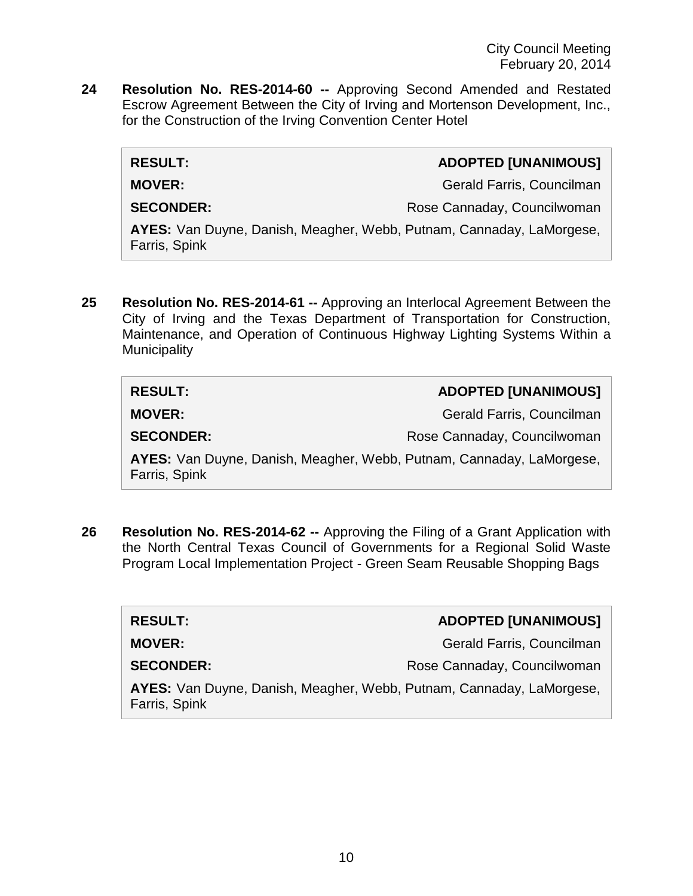**24 Resolution No. RES-2014-60 --** Approving Second Amended and Restated Escrow Agreement Between the City of Irving and Mortenson Development, Inc., for the Construction of the Irving Convention Center Hotel

| | |
|---|---|
| **RESULT:** | **ADOPTED [UNANIMOUS]** |
| **MOVER:** | Gerald Farris, Councilman |
| **SECONDER:** | Rose Cannaday, Councilwoman |
| **AYES:** Van Duyne, Danish, Meagher, Webb, Putnam, Cannaday, LaMorgese, Farris, Spink | |

**25 Resolution No. RES-2014-61 --** Approving an Interlocal Agreement Between the City of Irving and the Texas Department of Transportation for Construction, Maintenance, and Operation of Continuous Highway Lighting Systems Within a Municipality

| | |
|---|---|
| **RESULT:** | **ADOPTED [UNANIMOUS]** |
| **MOVER:** | Gerald Farris, Councilman |
| **SECONDER:** | Rose Cannaday, Councilwoman |
| **AYES:** Van Duyne, Danish, Meagher, Webb, Putnam, Cannaday, LaMorgese, Farris, Spink | |

**26 Resolution No. RES-2014-62 --** Approving the Filing of a Grant Application with the North Central Texas Council of Governments for a Regional Solid Waste Program Local Implementation Project - Green Seam Reusable Shopping Bags

| | |
|---|---|
| **RESULT:** | **ADOPTED [UNANIMOUS]** |
| **MOVER:** | Gerald Farris, Councilman |
| **SECONDER:** | Rose Cannaday, Councilwoman |
| **AYES:** Van Duyne, Danish, Meagher, Webb, Putnam, Cannaday, LaMorgese, Farris, Spink | |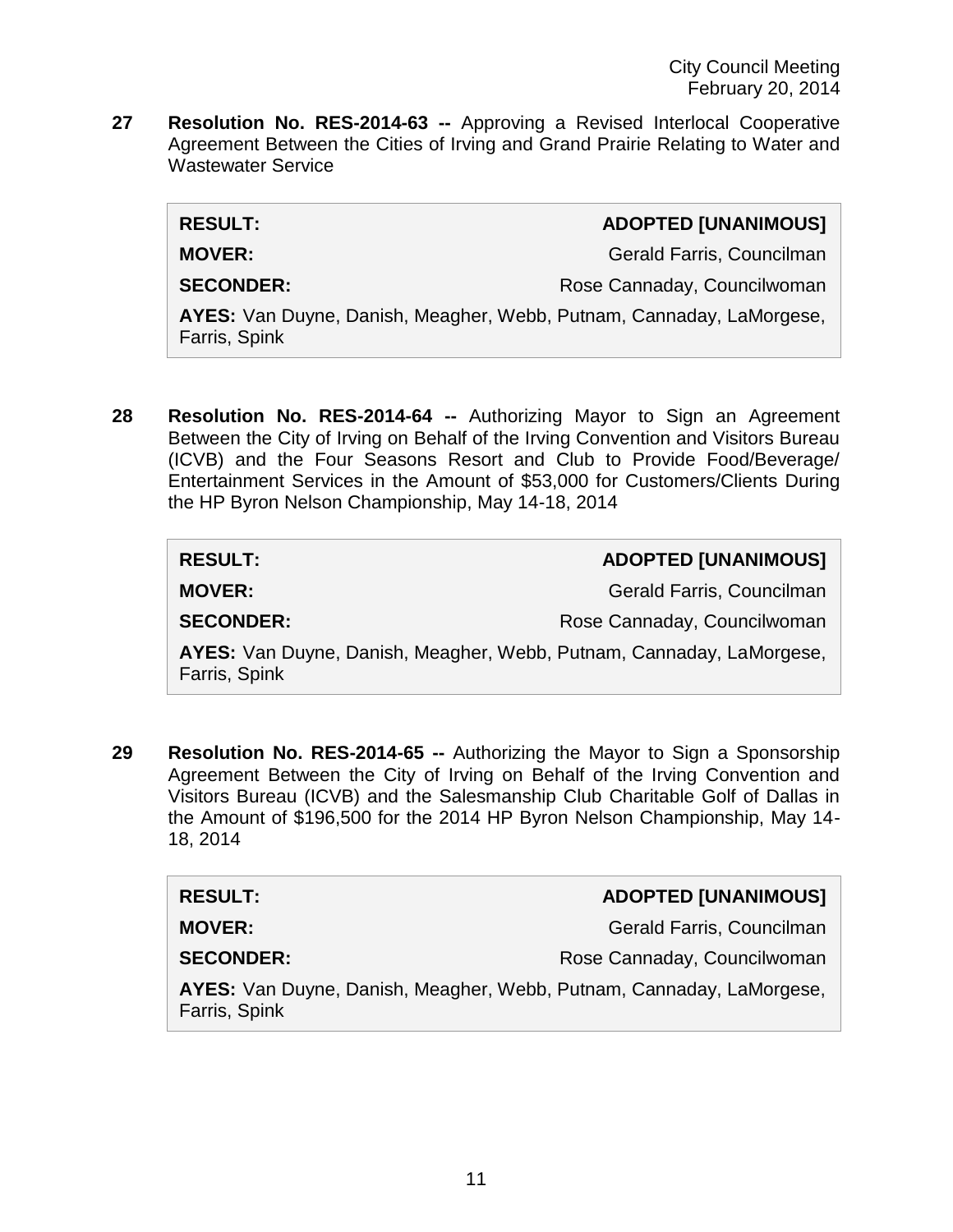**27 Resolution No. RES-2014-63 --** Approving a Revised Interlocal Cooperative Agreement Between the Cities of Irving and Grand Prairie Relating to Water and Wastewater Service

| | |
|---|---|
| **RESULT:** | **ADOPTED [UNANIMOUS]** |
| **MOVER:** | Gerald Farris, Councilman |
| **SECONDER:** | Rose Cannaday, Councilwoman |
| **AYES:** Van Duyne, Danish, Meagher, Webb, Putnam, Cannaday, LaMorgese, Farris, Spink | |

**28 Resolution No. RES-2014-64 --** Authorizing Mayor to Sign an Agreement Between the City of Irving on Behalf of the Irving Convention and Visitors Bureau (ICVB) and the Four Seasons Resort and Club to Provide Food/Beverage/ Entertainment Services in the Amount of $53,000 for Customers/Clients During the HP Byron Nelson Championship, May 14-18, 2014

| | |
|---|---|
| **RESULT:** | **ADOPTED [UNANIMOUS]** |
| **MOVER:** | Gerald Farris, Councilman |
| **SECONDER:** | Rose Cannaday, Councilwoman |
| **AYES:** Van Duyne, Danish, Meagher, Webb, Putnam, Cannaday, LaMorgese, Farris, Spink | |

**29 Resolution No. RES-2014-65 --** Authorizing the Mayor to Sign a Sponsorship Agreement Between the City of Irving on Behalf of the Irving Convention and Visitors Bureau (ICVB) and the Salesmanship Club Charitable Golf of Dallas in the Amount of $196,500 for the 2014 HP Byron Nelson Championship, May 14-18, 2014

| | |
|---|---|
| **RESULT:** | **ADOPTED [UNANIMOUS]** |
| **MOVER:** | Gerald Farris, Councilman |
| **SECONDER:** | Rose Cannaday, Councilwoman |
| **AYES:** Van Duyne, Danish, Meagher, Webb, Putnam, Cannaday, LaMorgese, Farris, Spink | |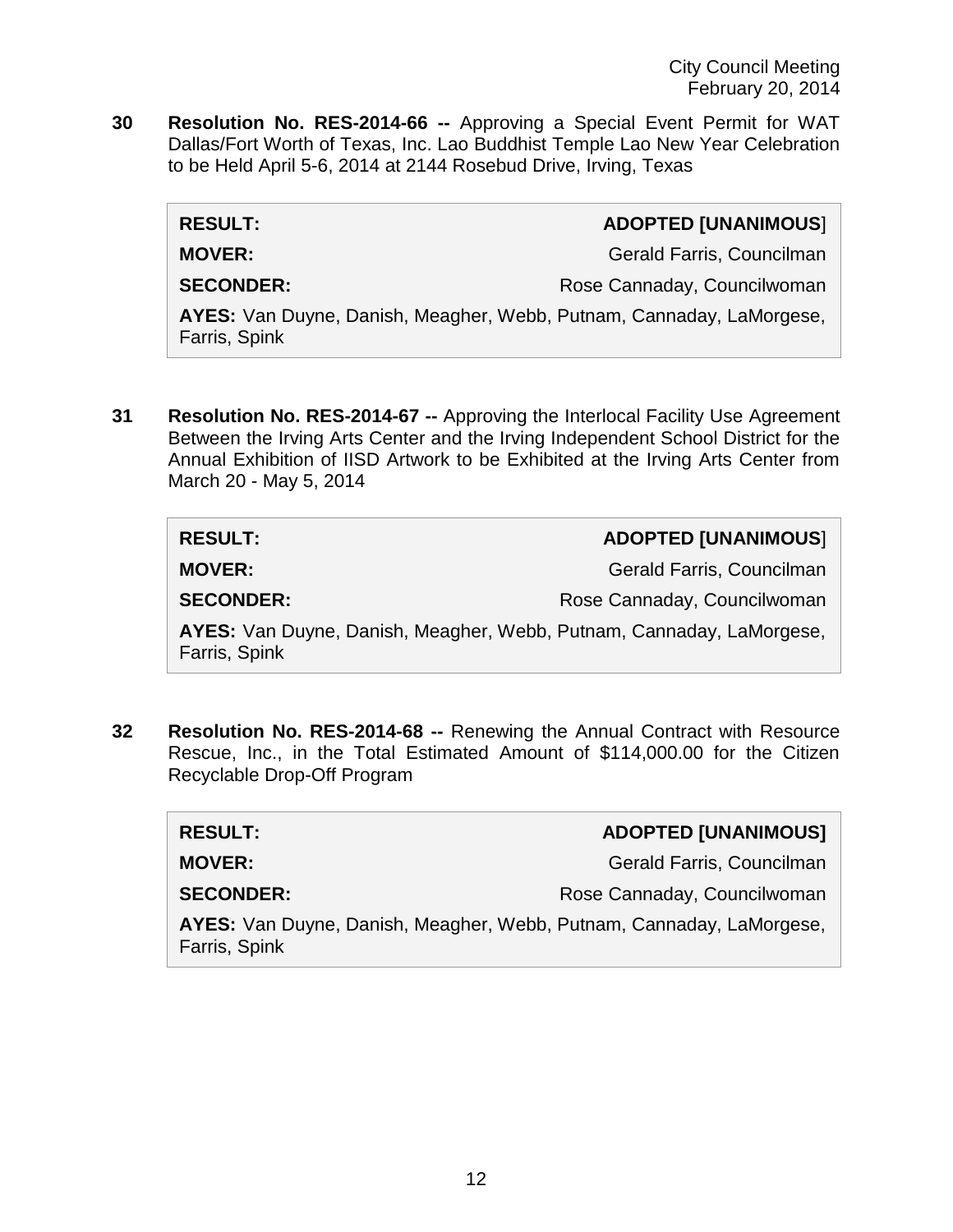**30 Resolution No. RES-2014-66 --** Approving a Special Event Permit for WAT Dallas/Fort Worth of Texas, Inc. Lao Buddhist Temple Lao New Year Celebration to be Held April 5-6, 2014 at 2144 Rosebud Drive, Irving, Texas

| | |
|---|---|
| **RESULT:** | **ADOPTED [UNANIMOUS**] |
| **MOVER:** | Gerald Farris, Councilman |
| **SECONDER:** | Rose Cannaday, Councilwoman |
| **AYES:** Van Duyne, Danish, Meagher, Webb, Putnam, Cannaday, LaMorgese, Farris, Spink | |

**31 Resolution No. RES-2014-67 --** Approving the Interlocal Facility Use Agreement Between the Irving Arts Center and the Irving Independent School District for the Annual Exhibition of IISD Artwork to be Exhibited at the Irving Arts Center from March 20 - May 5, 2014

| | |
|---|---|
| **RESULT:** | **ADOPTED [UNANIMOUS**] |
| **MOVER:** | Gerald Farris, Councilman |
| **SECONDER:** | Rose Cannaday, Councilwoman |
| **AYES:** Van Duyne, Danish, Meagher, Webb, Putnam, Cannaday, LaMorgese, Farris, Spink | |

**32 Resolution No. RES-2014-68 --** Renewing the Annual Contract with Resource Rescue, Inc., in the Total Estimated Amount of $114,000.00 for the Citizen Recyclable Drop-Off Program

| | |
|---|---|
| **RESULT:** | **ADOPTED [UNANIMOUS]** |
| **MOVER:** | Gerald Farris, Councilman |
| **SECONDER:** | Rose Cannaday, Councilwoman |
| **AYES:** Van Duyne, Danish, Meagher, Webb, Putnam, Cannaday, LaMorgese, Farris, Spink | |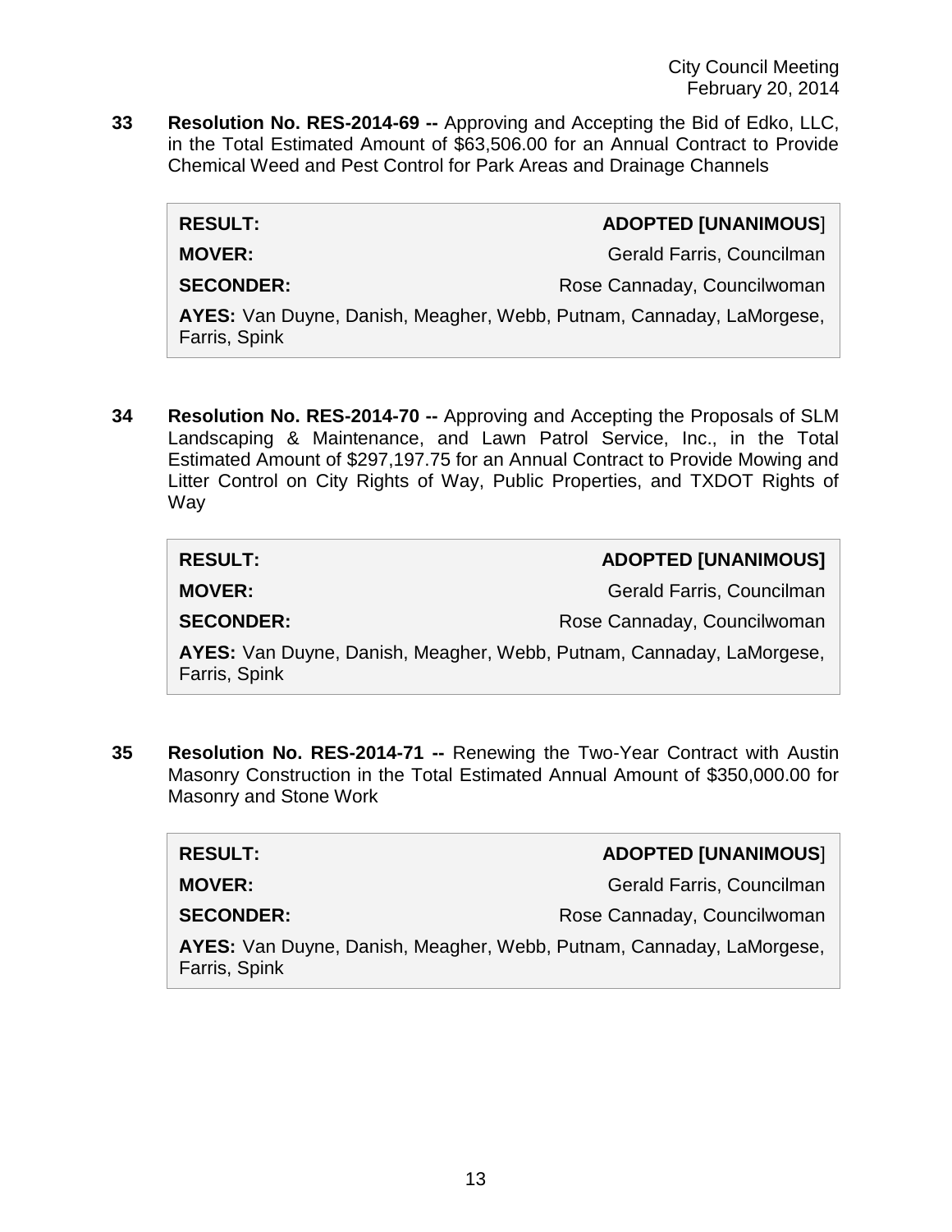**33** **Resolution No. RES-2014-69 --** Approving and Accepting the Bid of Edko, LLC, in the Total Estimated Amount of $63,506.00 for an Annual Contract to Provide Chemical Weed and Pest Control for Park Areas and Drainage Channels

| | |
|---|---|
| **RESULT:** | **ADOPTED [UNANIMOUS**] |
| **MOVER:** | Gerald Farris, Councilman |
| **SECONDER:** | Rose Cannaday, Councilwoman |
| **AYES:** Van Duyne, Danish, Meagher, Webb, Putnam, Cannaday, LaMorgese, Farris, Spink | |

**34** **Resolution No. RES-2014-70 --** Approving and Accepting the Proposals of SLM Landscaping & Maintenance, and Lawn Patrol Service, Inc., in the Total Estimated Amount of $297,197.75 for an Annual Contract to Provide Mowing and Litter Control on City Rights of Way, Public Properties, and TXDOT Rights of Way

| | |
|---|---|
| **RESULT:** | **ADOPTED [UNANIMOUS]** |
| **MOVER:** | Gerald Farris, Councilman |
| **SECONDER:** | Rose Cannaday, Councilwoman |
| **AYES:** Van Duyne, Danish, Meagher, Webb, Putnam, Cannaday, LaMorgese, Farris, Spink | |

**35** **Resolution No. RES-2014-71 --** Renewing the Two-Year Contract with Austin Masonry Construction in the Total Estimated Annual Amount of $350,000.00 for Masonry and Stone Work

| | |
|---|---|
| **RESULT:** | **ADOPTED [UNANIMOUS**] |
| **MOVER:** | Gerald Farris, Councilman |
| **SECONDER:** | Rose Cannaday, Councilwoman |
| **AYES:** Van Duyne, Danish, Meagher, Webb, Putnam, Cannaday, LaMorgese, Farris, Spink | |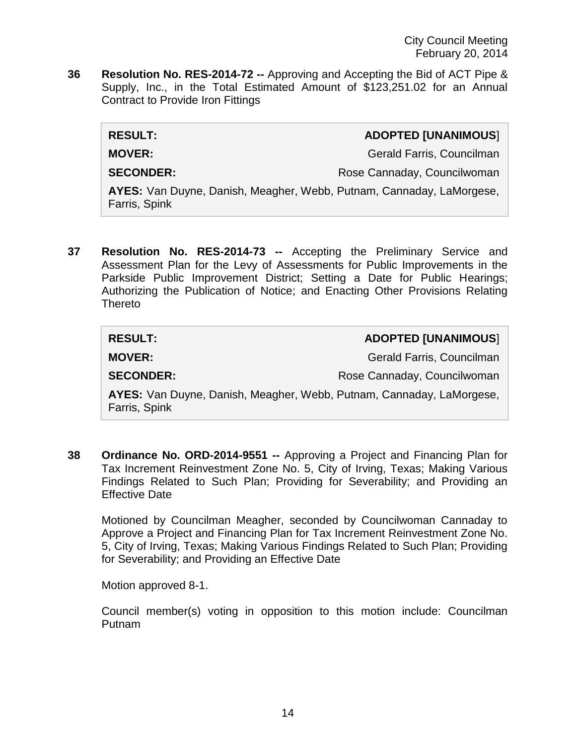**36 Resolution No. RES-2014-72 --** Approving and Accepting the Bid of ACT Pipe & Supply, Inc., in the Total Estimated Amount of $123,251.02 for an Annual Contract to Provide Iron Fittings

| | |
|---|---|
| **RESULT:** | **ADOPTED [UNANIMOUS**] |
| **MOVER:** | Gerald Farris, Councilman |
| **SECONDER:** | Rose Cannaday, Councilwoman |
| **AYES:** Van Duyne, Danish, Meagher, Webb, Putnam, Cannaday, LaMorgese, Farris, Spink | |

**37 Resolution No. RES-2014-73 --** Accepting the Preliminary Service and Assessment Plan for the Levy of Assessments for Public Improvements in the Parkside Public Improvement District; Setting a Date for Public Hearings; Authorizing the Publication of Notice; and Enacting Other Provisions Relating Thereto

| | |
|---|---|
| **RESULT:** | **ADOPTED [UNANIMOUS**] |
| **MOVER:** | Gerald Farris, Councilman |
| **SECONDER:** | Rose Cannaday, Councilwoman |
| **AYES:** Van Duyne, Danish, Meagher, Webb, Putnam, Cannaday, LaMorgese, Farris, Spink | |

**38 Ordinance No. ORD-2014-9551 --** Approving a Project and Financing Plan for Tax Increment Reinvestment Zone No. 5, City of Irving, Texas; Making Various Findings Related to Such Plan; Providing for Severability; and Providing an Effective Date

Motioned by Councilman Meagher, seconded by Councilwoman Cannaday to Approve a Project and Financing Plan for Tax Increment Reinvestment Zone No. 5, City of Irving, Texas; Making Various Findings Related to Such Plan; Providing for Severability; and Providing an Effective Date

Motion approved 8-1.

Council member(s) voting in opposition to this motion include: Councilman Putnam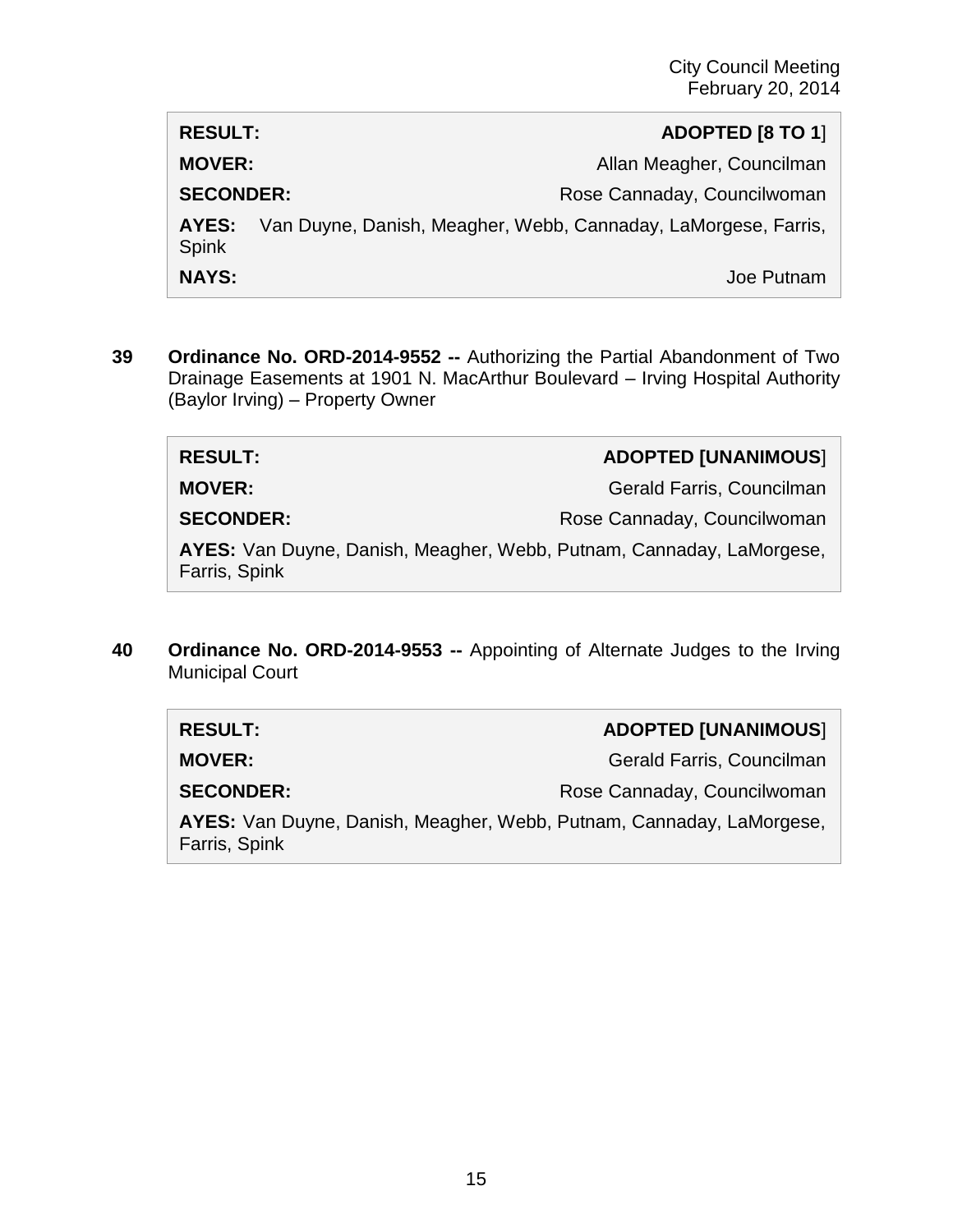| | |
|---|---|
| **RESULT:** | **ADOPTED [8 TO 1**] |
| **MOVER:** | Allan Meagher, Councilman |
| **SECONDER:** | Rose Cannaday, Councilwoman |
| **AYES:** Van Duyne, Danish, Meagher, Webb, Cannaday, LaMorgese, Farris, Spink | |
| **NAYS:** | Joe Putnam |

**39 Ordinance No. ORD-2014-9552 --** Authorizing the Partial Abandonment of Two Drainage Easements at 1901 N. MacArthur Boulevard – Irving Hospital Authority (Baylor Irving) – Property Owner

| | |
|---|---|
| **RESULT:** | **ADOPTED [UNANIMOUS**] |
| **MOVER:** | Gerald Farris, Councilman |
| **SECONDER:** | Rose Cannaday, Councilwoman |
| **AYES:** Van Duyne, Danish, Meagher, Webb, Putnam, Cannaday, LaMorgese, Farris, Spink | |

**40 Ordinance No. ORD-2014-9553 --** Appointing of Alternate Judges to the Irving Municipal Court

| | |
|---|---|
| **RESULT:** | **ADOPTED [UNANIMOUS**] |
| **MOVER:** | Gerald Farris, Councilman |
| **SECONDER:** | Rose Cannaday, Councilwoman |
| **AYES:** Van Duyne, Danish, Meagher, Webb, Putnam, Cannaday, LaMorgese, Farris, Spink | |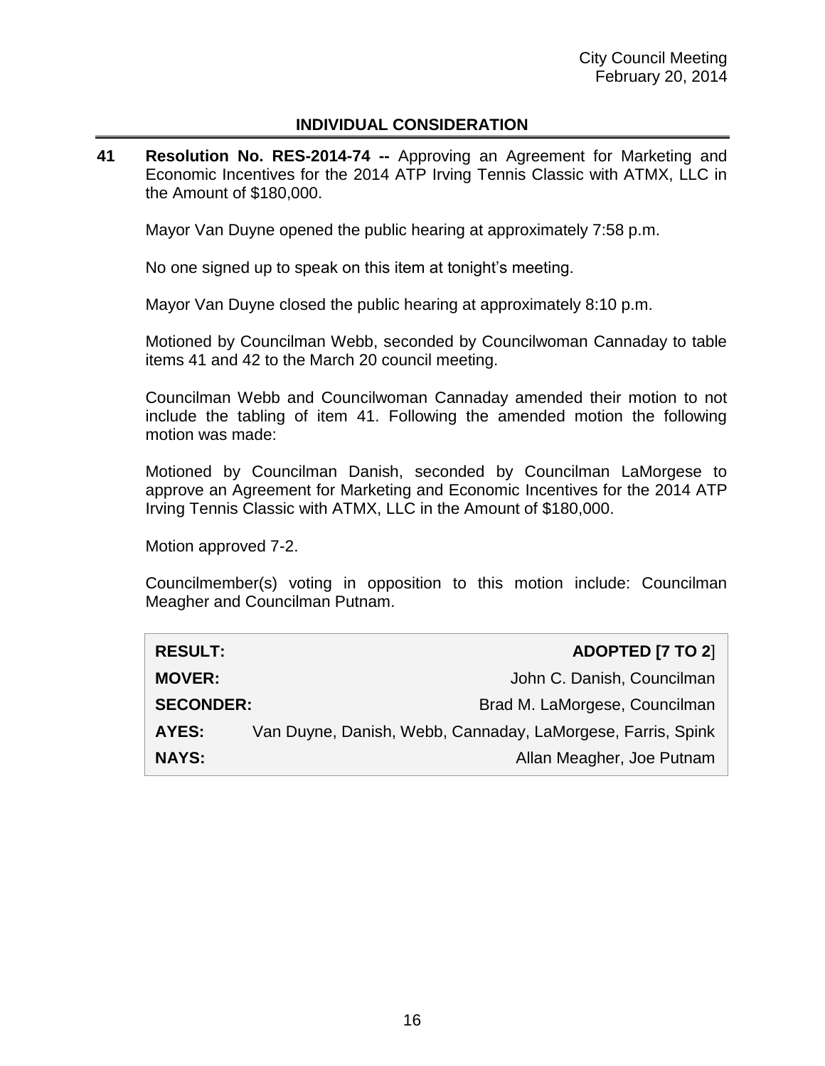City Council Meeting
February 20, 2014

## INDIVIDUAL CONSIDERATION

**41 Resolution No. RES-2014-74 --** Approving an Agreement for Marketing and Economic Incentives for the 2014 ATP Irving Tennis Classic with ATMX, LLC in the Amount of $180,000.

Mayor Van Duyne opened the public hearing at approximately 7:58 p.m.

No one signed up to speak on this item at tonight's meeting.

Mayor Van Duyne closed the public hearing at approximately 8:10 p.m.

Motioned by Councilman Webb, seconded by Councilwoman Cannaday to table items 41 and 42 to the March 20 council meeting.

Councilman Webb and Councilwoman Cannaday amended their motion to not include the tabling of item 41. Following the amended motion the following motion was made:

Motioned by Councilman Danish, seconded by Councilman LaMorgese to approve an Agreement for Marketing and Economic Incentives for the 2014 ATP Irving Tennis Classic with ATMX, LLC in the Amount of $180,000.

Motion approved 7-2.

Councilmember(s) voting in opposition to this motion include: Councilman Meagher and Councilman Putnam.

| | |
|---|---|
| **RESULT:** | **ADOPTED [7 TO 2]** |
| **MOVER:** | John C. Danish, Councilman |
| **SECONDER:** | Brad M. LaMorgese, Councilman |
| **AYES:** | Van Duyne, Danish, Webb, Cannaday, LaMorgese, Farris, Spink |
| **NAYS:** | Allan Meagher, Joe Putnam |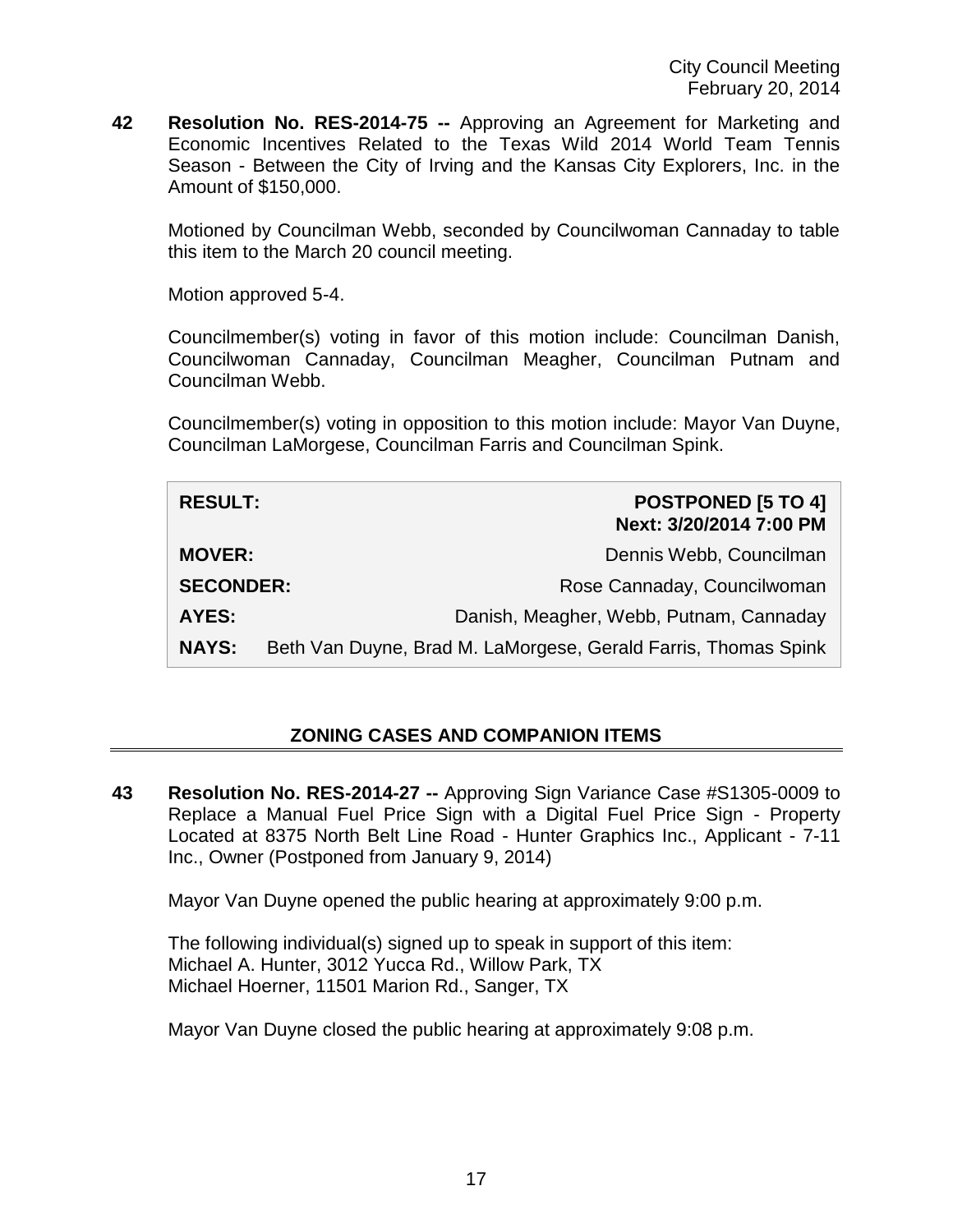**42 Resolution No. RES-2014-75 --** Approving an Agreement for Marketing and Economic Incentives Related to the Texas Wild 2014 World Team Tennis Season - Between the City of Irving and the Kansas City Explorers, Inc. in the Amount of $150,000.

Motioned by Councilman Webb, seconded by Councilwoman Cannaday to table this item to the March 20 council meeting.

Motion approved 5-4.

Councilmember(s) voting in favor of this motion include: Councilman Danish, Councilwoman Cannaday, Councilman Meagher, Councilman Putnam and Councilman Webb.

Councilmember(s) voting in opposition to this motion include: Mayor Van Duyne, Councilman LaMorgese, Councilman Farris and Councilman Spink.

| | |
|---|---|
| **RESULT:** | **POSTPONED [5 TO 4] Next: 3/20/2014 7:00 PM** |
| **MOVER:** | Dennis Webb, Councilman |
| **SECONDER:** | Rose Cannaday, Councilwoman |
| **AYES:** | Danish, Meagher, Webb, Putnam, Cannaday |
| **NAYS:** | Beth Van Duyne, Brad M. LaMorgese, Gerald Farris, Thomas Spink |

## ZONING CASES AND COMPANION ITEMS

**43 Resolution No. RES-2014-27 --** Approving Sign Variance Case #S1305-0009 to Replace a Manual Fuel Price Sign with a Digital Fuel Price Sign - Property Located at 8375 North Belt Line Road - Hunter Graphics Inc., Applicant - 7-11 Inc., Owner (Postponed from January 9, 2014)

Mayor Van Duyne opened the public hearing at approximately 9:00 p.m.

The following individual(s) signed up to speak in support of this item:
Michael A. Hunter, 3012 Yucca Rd., Willow Park, TX
Michael Hoerner, 11501 Marion Rd., Sanger, TX

Mayor Van Duyne closed the public hearing at approximately 9:08 p.m.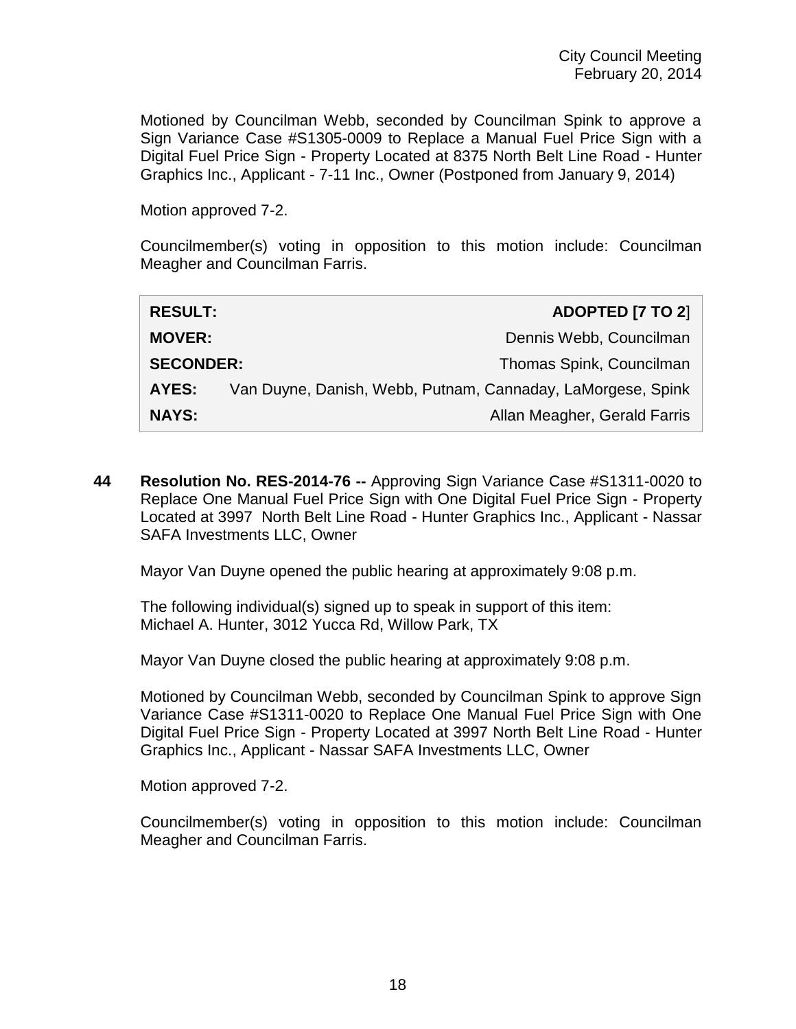Motioned by Councilman Webb, seconded by Councilman Spink to approve a Sign Variance Case #S1305-0009 to Replace a Manual Fuel Price Sign with a Digital Fuel Price Sign - Property Located at 8375 North Belt Line Road - Hunter Graphics Inc., Applicant - 7-11 Inc., Owner (Postponed from January 9, 2014)

Motion approved 7-2.

Councilmember(s) voting in opposition to this motion include: Councilman Meagher and Councilman Farris.

| | |
|---|---|
| **RESULT:** | **ADOPTED [7 TO 2]** |
| **MOVER:** | Dennis Webb, Councilman |
| **SECONDER:** | Thomas Spink, Councilman |
| **AYES:** | Van Duyne, Danish, Webb, Putnam, Cannaday, LaMorgese, Spink |
| **NAYS:** | Allan Meagher, Gerald Farris |

**44 Resolution No. RES-2014-76 --** Approving Sign Variance Case #S1311-0020 to Replace One Manual Fuel Price Sign with One Digital Fuel Price Sign - Property Located at 3997 North Belt Line Road - Hunter Graphics Inc., Applicant - Nassar SAFA Investments LLC, Owner

Mayor Van Duyne opened the public hearing at approximately 9:08 p.m.

The following individual(s) signed up to speak in support of this item:
Michael A. Hunter, 3012 Yucca Rd, Willow Park, TX

Mayor Van Duyne closed the public hearing at approximately 9:08 p.m.

Motioned by Councilman Webb, seconded by Councilman Spink to approve Sign Variance Case #S1311-0020 to Replace One Manual Fuel Price Sign with One Digital Fuel Price Sign - Property Located at 3997 North Belt Line Road - Hunter Graphics Inc., Applicant - Nassar SAFA Investments LLC, Owner

Motion approved 7-2.

Councilmember(s) voting in opposition to this motion include: Councilman Meagher and Councilman Farris.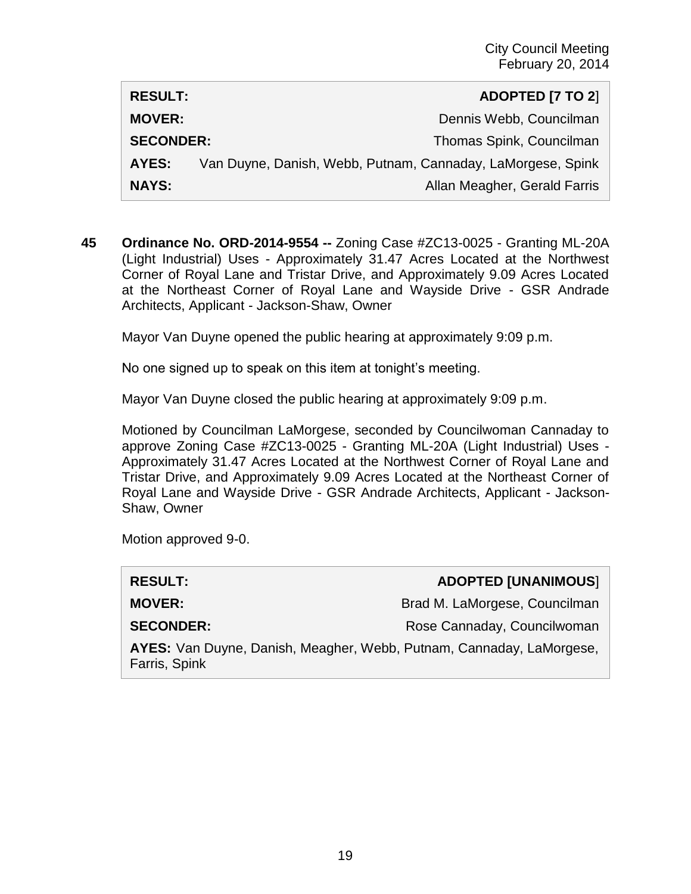| | |
|---|---|
| **RESULT:** | **ADOPTED [7 TO 2**] |
| **MOVER:** | Dennis Webb, Councilman |
| **SECONDER:** | Thomas Spink, Councilman |
| **AYES:** | Van Duyne, Danish, Webb, Putnam, Cannaday, LaMorgese, Spink |
| **NAYS:** | Allan Meagher, Gerald Farris |

**45 Ordinance No. ORD-2014-9554 --** Zoning Case #ZC13-0025 - Granting ML-20A (Light Industrial) Uses - Approximately 31.47 Acres Located at the Northwest Corner of Royal Lane and Tristar Drive, and Approximately 9.09 Acres Located at the Northeast Corner of Royal Lane and Wayside Drive - GSR Andrade Architects, Applicant - Jackson-Shaw, Owner

Mayor Van Duyne opened the public hearing at approximately 9:09 p.m.

No one signed up to speak on this item at tonight's meeting.

Mayor Van Duyne closed the public hearing at approximately 9:09 p.m.

Motioned by Councilman LaMorgese, seconded by Councilwoman Cannaday to approve Zoning Case #ZC13-0025 - Granting ML-20A (Light Industrial) Uses - Approximately 31.47 Acres Located at the Northwest Corner of Royal Lane and Tristar Drive, and Approximately 9.09 Acres Located at the Northeast Corner of Royal Lane and Wayside Drive - GSR Andrade Architects, Applicant - Jackson-Shaw, Owner

Motion approved 9-0.

| | |
|---|---|
| **RESULT:** | **ADOPTED [UNANIMOUS**] |
| **MOVER:** | Brad M. LaMorgese, Councilman |
| **SECONDER:** | Rose Cannaday, Councilwoman |
| **AYES:** Van Duyne, Danish, Meagher, Webb, Putnam, Cannaday, LaMorgese, Farris, Spink | |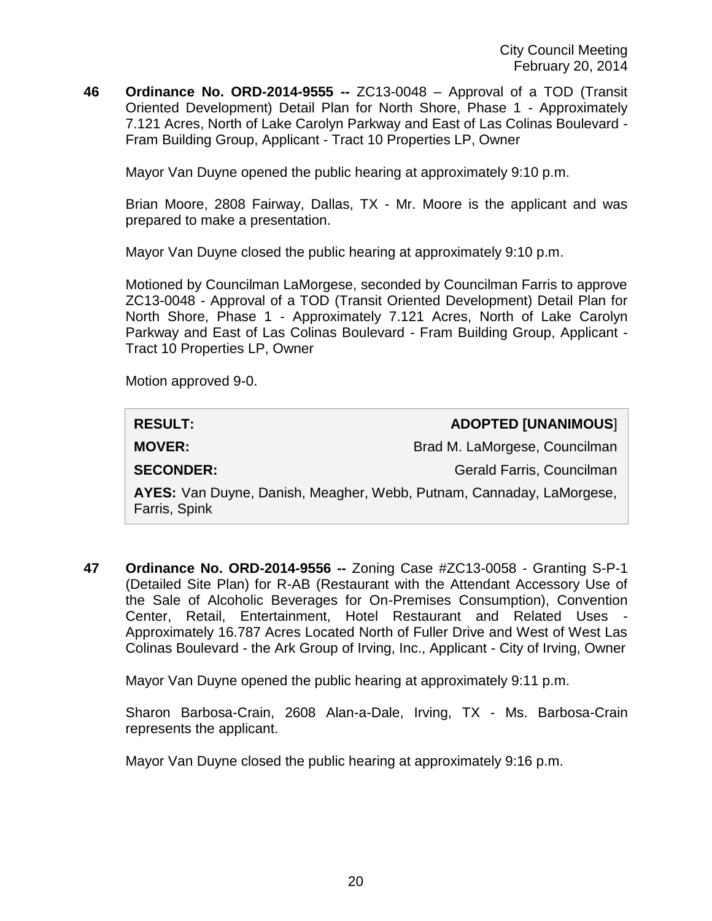**46 Ordinance No. ORD-2014-9555 --** ZC13-0048 – Approval of a TOD (Transit Oriented Development) Detail Plan for North Shore, Phase 1 - Approximately 7.121 Acres, North of Lake Carolyn Parkway and East of Las Colinas Boulevard - Fram Building Group, Applicant - Tract 10 Properties LP, Owner

Mayor Van Duyne opened the public hearing at approximately 9:10 p.m.

Brian Moore, 2808 Fairway, Dallas, TX - Mr. Moore is the applicant and was prepared to make a presentation.

Mayor Van Duyne closed the public hearing at approximately 9:10 p.m.

Motioned by Councilman LaMorgese, seconded by Councilman Farris to approve ZC13-0048 - Approval of a TOD (Transit Oriented Development) Detail Plan for North Shore, Phase 1 - Approximately 7.121 Acres, North of Lake Carolyn Parkway and East of Las Colinas Boulevard - Fram Building Group, Applicant - Tract 10 Properties LP, Owner

Motion approved 9-0.

| | |
|---|---|
| **RESULT:** | **ADOPTED [UNANIMOUS**] |
| **MOVER:** | Brad M. LaMorgese, Councilman |
| **SECONDER:** | Gerald Farris, Councilman |
| **AYES:** Van Duyne, Danish, Meagher, Webb, Putnam, Cannaday, LaMorgese, Farris, Spink | |

**47 Ordinance No. ORD-2014-9556 --** Zoning Case #ZC13-0058 - Granting S-P-1 (Detailed Site Plan) for R-AB (Restaurant with the Attendant Accessory Use of the Sale of Alcoholic Beverages for On-Premises Consumption), Convention Center, Retail, Entertainment, Hotel Restaurant and Related Uses - Approximately 16.787 Acres Located North of Fuller Drive and West of West Las Colinas Boulevard - the Ark Group of Irving, Inc., Applicant - City of Irving, Owner

Mayor Van Duyne opened the public hearing at approximately 9:11 p.m.

Sharon Barbosa-Crain, 2608 Alan-a-Dale, Irving, TX - Ms. Barbosa-Crain represents the applicant.

Mayor Van Duyne closed the public hearing at approximately 9:16 p.m.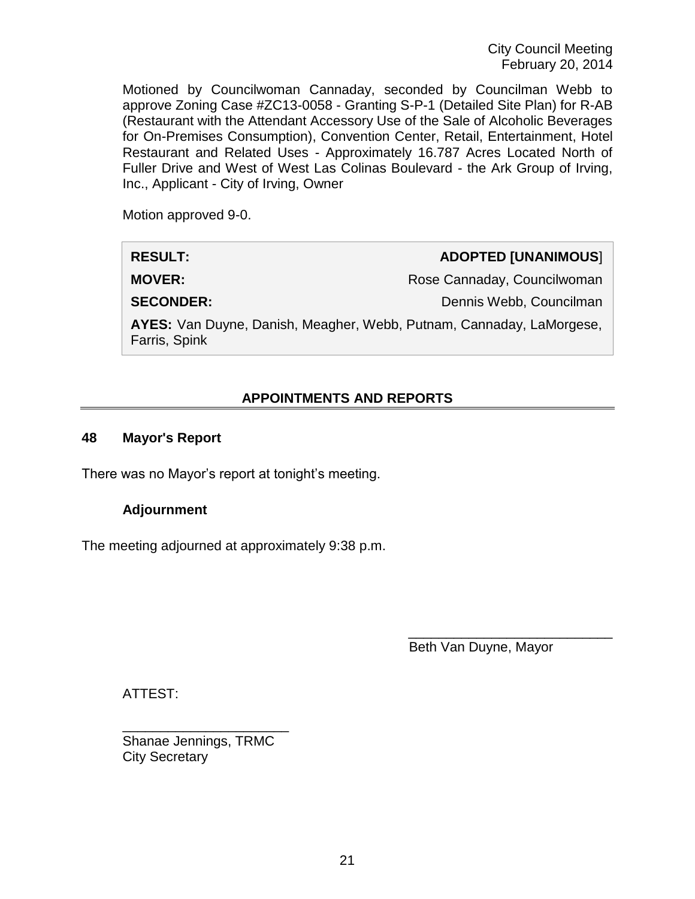Motioned by Councilwoman Cannaday, seconded by Councilman Webb to approve Zoning Case #ZC13-0058 - Granting S-P-1 (Detailed Site Plan) for R-AB (Restaurant with the Attendant Accessory Use of the Sale of Alcoholic Beverages for On-Premises Consumption), Convention Center, Retail, Entertainment, Hotel Restaurant and Related Uses - Approximately 16.787 Acres Located North of Fuller Drive and West of West Las Colinas Boulevard - the Ark Group of Irving, Inc., Applicant - City of Irving, Owner

Motion approved 9-0.

| | |
|---|---|
| **RESULT:** | **ADOPTED [UNANIMOUS**] |
| **MOVER:** | Rose Cannaday, Councilwoman |
| **SECONDER:** | Dennis Webb, Councilman |
| **AYES:** Van Duyne, Danish, Meagher, Webb, Putnam, Cannaday, LaMorgese, Farris, Spink | |

## APPOINTMENTS AND REPORTS

### 48 Mayor's Report

There was no Mayor's report at tonight's meeting.

### Adjournment

The meeting adjourned at approximately 9:38 p.m.

\_\_\_\_\_\_\_\_\_\_\_\_\_\_\_\_\_\_\_\_\_\_\_\_\_\_\_\_
Beth Van Duyne, Mayor

ATTEST:

\_\_\_\_\_\_\_\_\_\_\_\_\_\_\_\_\_\_\_\_\_\_\_
Shanae Jennings, TRMC
City Secretary